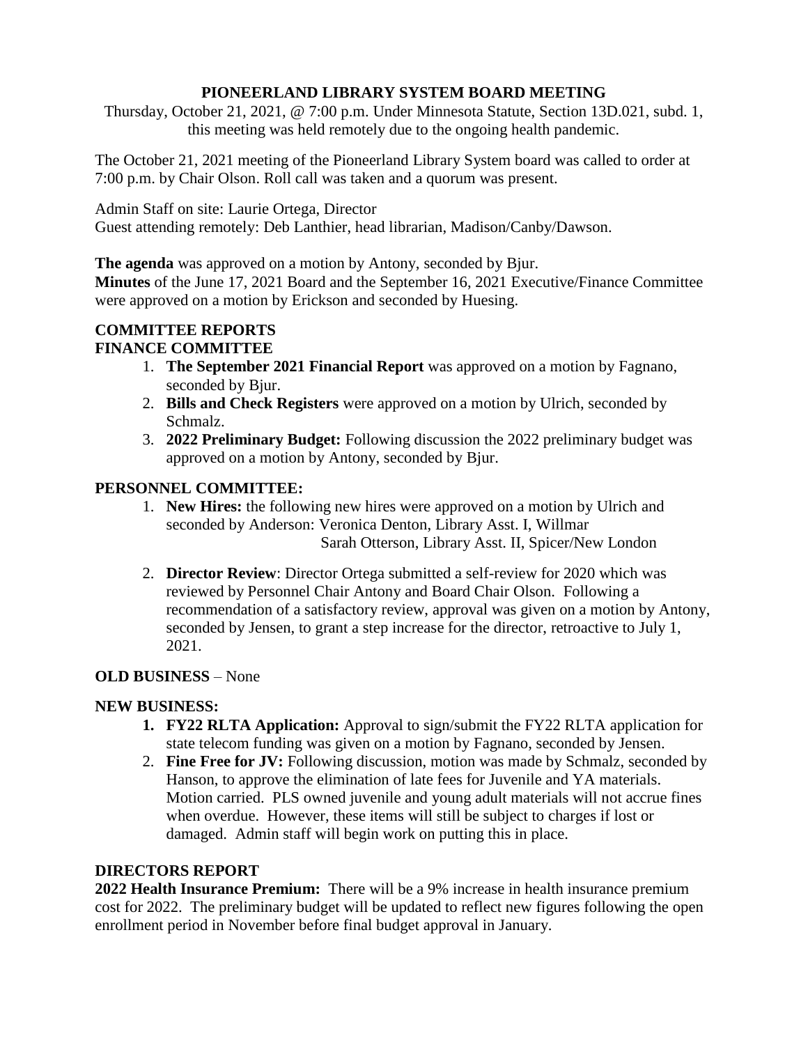# PIONEERLAND LIBRARY SYSTEM BOARD MEETING

Thursday, October 21, 2021, @ 7:00 p.m. Under Minnesota Statute, Section 13D.021, subd. 1, this meeting was held remotely due to the ongoing health pandemic.

The October 21, 2021 meeting of the Pioneerland Library System board was called to order at 7:00 p.m. by Chair Olson. Roll call was taken and a quorum was present.

Admin Staff on site: Laurie Ortega, Director
Guest attending remotely: Deb Lanthier, head librarian, Madison/Canby/Dawson.

**The agenda** was approved on a motion by Antony, seconded by Bjur.
**Minutes** of the June 17, 2021 Board and the September 16, 2021 Executive/Finance Committee were approved on a motion by Erickson and seconded by Huesing.

## COMMITTEE REPORTS

### FINANCE COMMITTEE

1. **The September 2021 Financial Report** was approved on a motion by Fagnano, seconded by Bjur.
2. **Bills and Check Registers** were approved on a motion by Ulrich, seconded by Schmalz.
3. **2022 Preliminary Budget:** Following discussion the 2022 preliminary budget was approved on a motion by Antony, seconded by Bjur.

### PERSONNEL COMMITTEE:

1. **New Hires:** the following new hires were approved on a motion by Ulrich and seconded by Anderson: Veronica Denton, Library Asst. I, Willmar
   Sarah Otterson, Library Asst. II, Spicer/New London
2. **Director Review**: Director Ortega submitted a self-review for 2020 which was reviewed by Personnel Chair Antony and Board Chair Olson. Following a recommendation of a satisfactory review, approval was given on a motion by Antony, seconded by Jensen, to grant a step increase for the director, retroactive to July 1, 2021.

### OLD BUSINESS – None

### NEW BUSINESS:

1. **FY22 RLTA Application:** Approval to sign/submit the FY22 RLTA application for state telecom funding was given on a motion by Fagnano, seconded by Jensen.
2. **Fine Free for JV:** Following discussion, motion was made by Schmalz, seconded by Hanson, to approve the elimination of late fees for Juvenile and YA materials. Motion carried. PLS owned juvenile and young adult materials will not accrue fines when overdue. However, these items will still be subject to charges if lost or damaged. Admin staff will begin work on putting this in place.

## DIRECTORS REPORT

**2022 Health Insurance Premium:** There will be a 9% increase in health insurance premium cost for 2022. The preliminary budget will be updated to reflect new figures following the open enrollment period in November before final budget approval in January.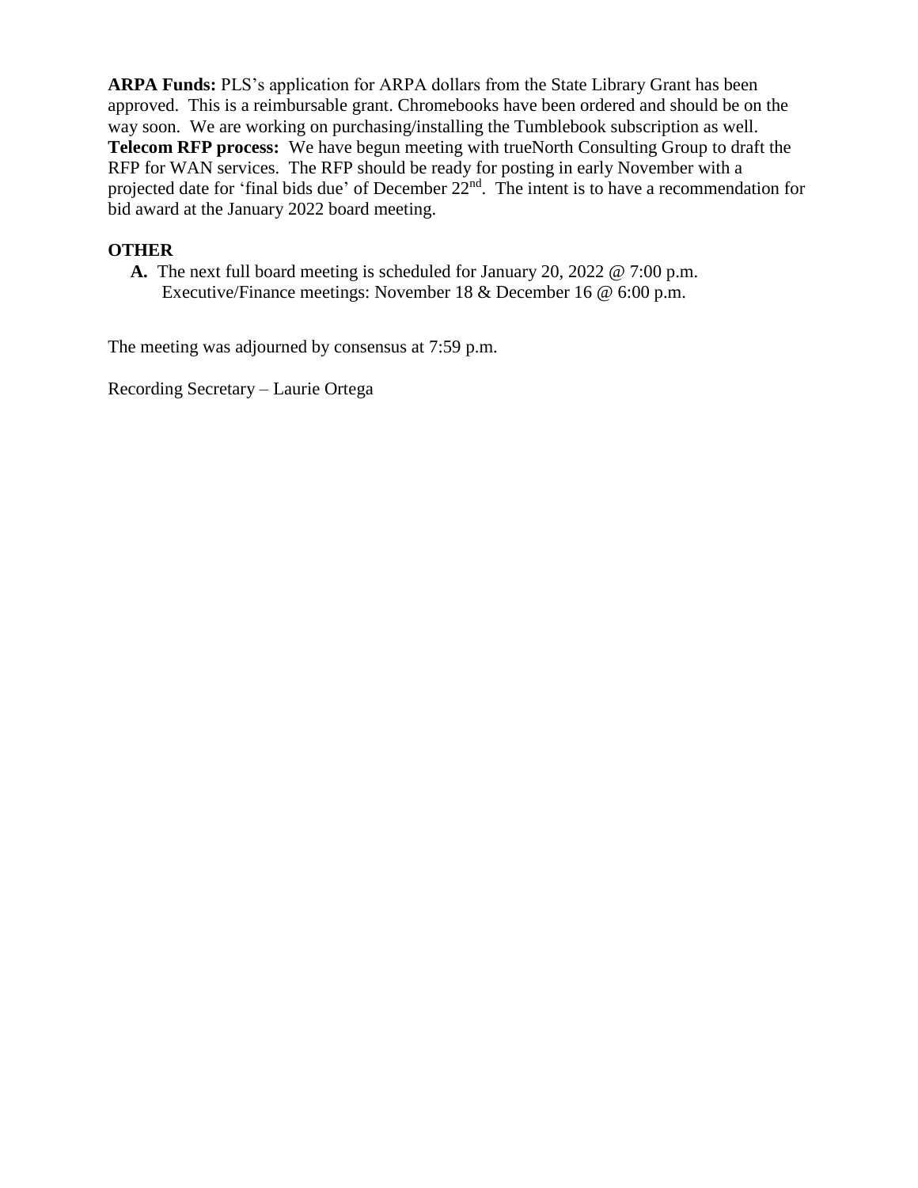**ARPA Funds:** PLS's application for ARPA dollars from the State Library Grant has been approved. This is a reimbursable grant. Chromebooks have been ordered and should be on the way soon. We are working on purchasing/installing the Tumblebook subscription as well.
**Telecom RFP process:** We have begun meeting with trueNorth Consulting Group to draft the RFP for WAN services. The RFP should be ready for posting in early November with a projected date for 'final bids due' of December 22nd. The intent is to have a recommendation for bid award at the January 2022 board meeting.

**OTHER**

**A.** The next full board meeting is scheduled for January 20, 2022 @ 7:00 p.m.
Executive/Finance meetings: November 18 & December 16 @ 6:00 p.m.

The meeting was adjourned by consensus at 7:59 p.m.

Recording Secretary – Laurie Ortega